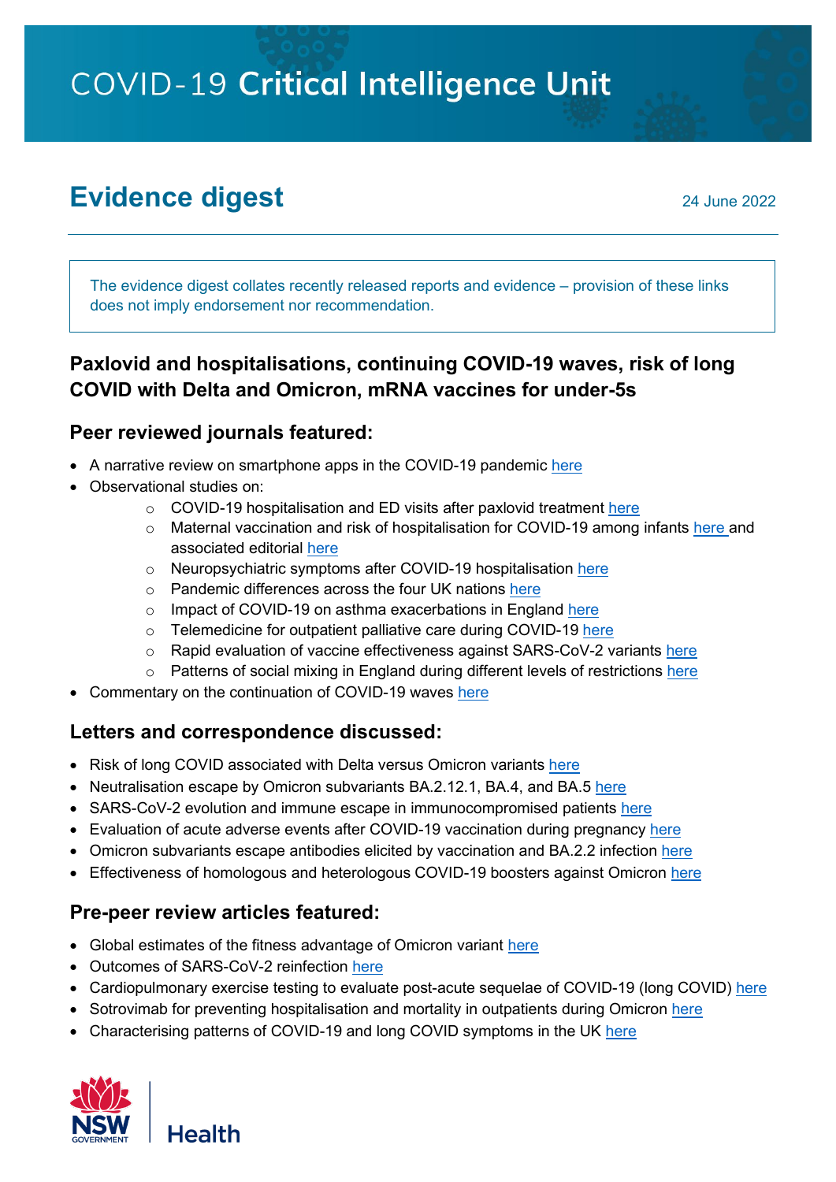# COVID-19 Critical Intelligence Unit

## Evidence digest

24 June 2022

The evidence digest collates recently released reports and evidence – provision of these links does not imply endorsement nor recommendation.

### Paxlovid and hospitalisations, continuing COVID-19 waves, risk of long COVID with Delta and Omicron, mRNA vaccines for under-5s

### Peer reviewed journals featured:

- A narrative review on smartphone apps in the COVID-19 pandemic here
- Observational studies on:
    - COVID-19 hospitalisation and ED visits after paxlovid treatment here
    - Maternal vaccination and risk of hospitalisation for COVID-19 among infants here and associated editorial here
    - Neuropsychiatric symptoms after COVID-19 hospitalisation here
    - Pandemic differences across the four UK nations here
    - Impact of COVID-19 on asthma exacerbations in England here
    - Telemedicine for outpatient palliative care during COVID-19 here
    - Rapid evaluation of vaccine effectiveness against SARS-CoV-2 variants here
    - Patterns of social mixing in England during different levels of restrictions here
- Commentary on the continuation of COVID-19 waves here

### Letters and correspondence discussed:

- Risk of long COVID associated with Delta versus Omicron variants here
- Neutralisation escape by Omicron subvariants BA.2.12.1, BA.4, and BA.5 here
- SARS-CoV-2 evolution and immune escape in immunocompromised patients here
- Evaluation of acute adverse events after COVID-19 vaccination during pregnancy here
- Omicron subvariants escape antibodies elicited by vaccination and BA.2.2 infection here
- Effectiveness of homologous and heterologous COVID-19 boosters against Omicron here

### Pre-peer review articles featured:

- Global estimates of the fitness advantage of Omicron variant here
- Outcomes of SARS-CoV-2 reinfection here
- Cardiopulmonary exercise testing to evaluate post-acute sequelae of COVID-19 (long COVID) here
- Sotrovimab for preventing hospitalisation and mortality in outpatients during Omicron here
- Characterising patterns of COVID-19 and long COVID symptoms in the UK here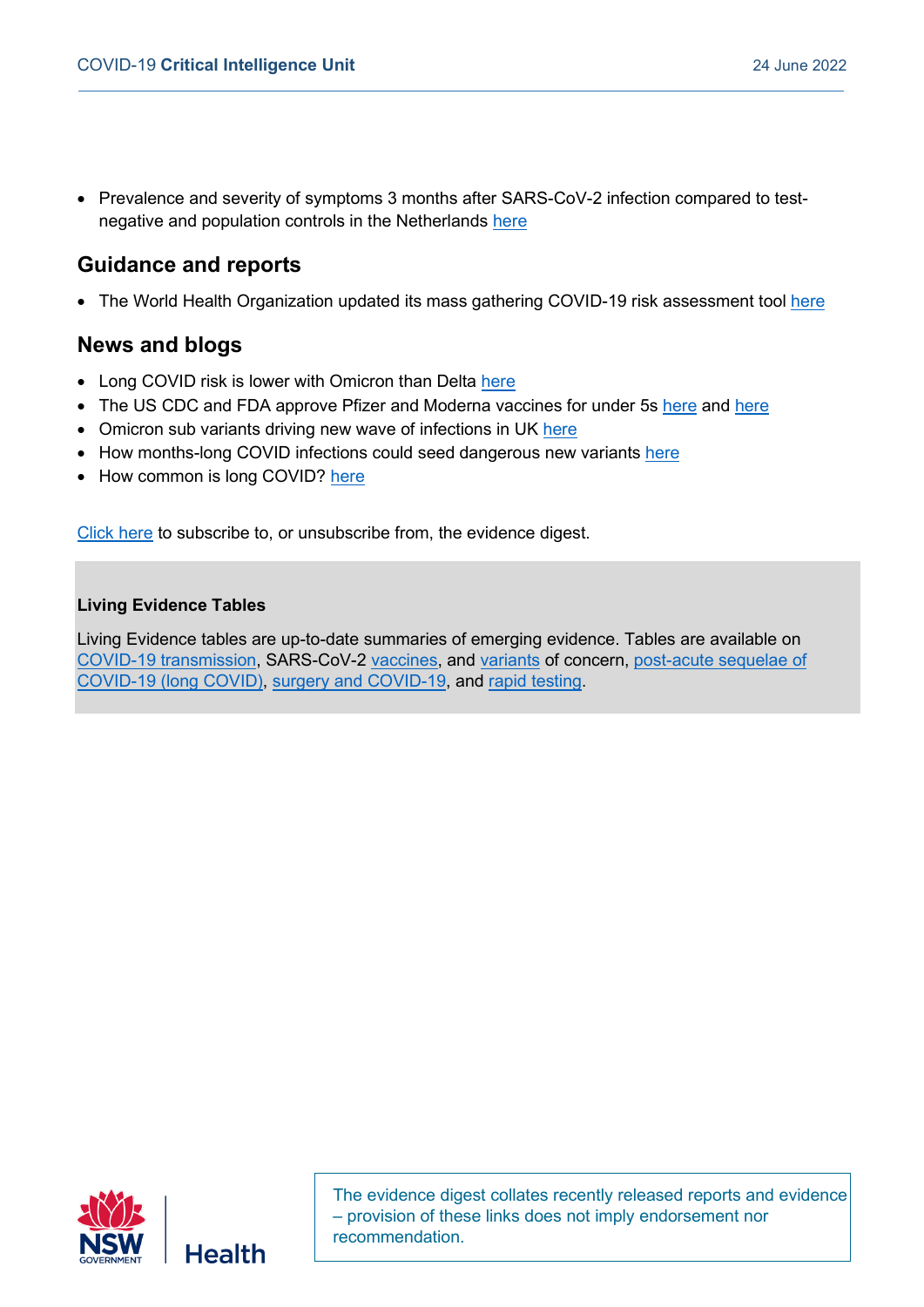- Prevalence and severity of symptoms 3 months after SARS-CoV-2 infection compared to test-negative and population controls in the Netherlands here

## Guidance and reports

- The World Health Organization updated its mass gathering COVID-19 risk assessment tool here

## News and blogs

- Long COVID risk is lower with Omicron than Delta here
- The US CDC and FDA approve Pfizer and Moderna vaccines for under 5s here and here
- Omicron sub variants driving new wave of infections in UK here
- How months-long COVID infections could seed dangerous new variants here
- How common is long COVID? here

Click here to subscribe to, or unsubscribe from, the evidence digest.

**Living Evidence Tables**

Living Evidence tables are up-to-date summaries of emerging evidence. Tables are available on COVID-19 transmission, SARS-CoV-2 vaccines, and variants of concern, post-acute sequelae of COVID-19 (long COVID), surgery and COVID-19, and rapid testing.

The evidence digest collates recently released reports and evidence – provision of these links does not imply endorsement nor recommendation.